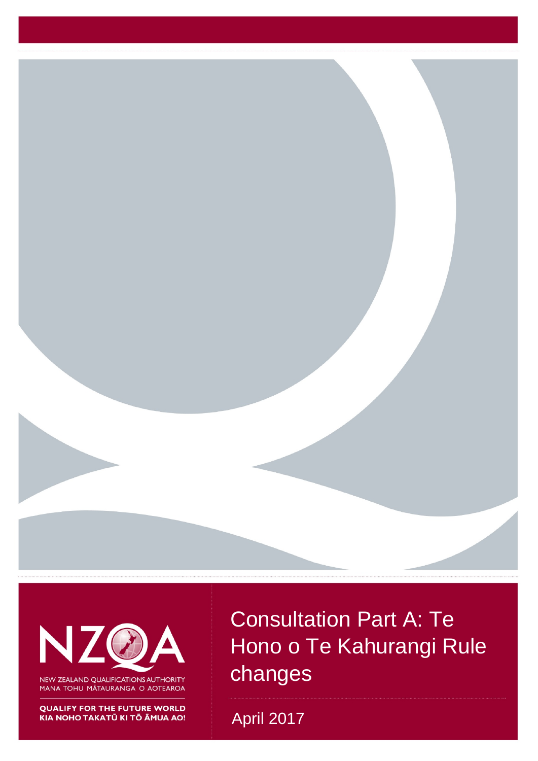NZQA

NEW ZEALAND QUALIFICATIONS AUTHORITY
MANA TOHU MĀTAURANGA O AOTEAROA

QUALIFY FOR THE FUTURE WORLD
KIA NOHO TAKATŪ KI TŌ ĀMUA AO!

# Consultation Part A: Te Hono o Te Kahurangi Rule changes

April 2017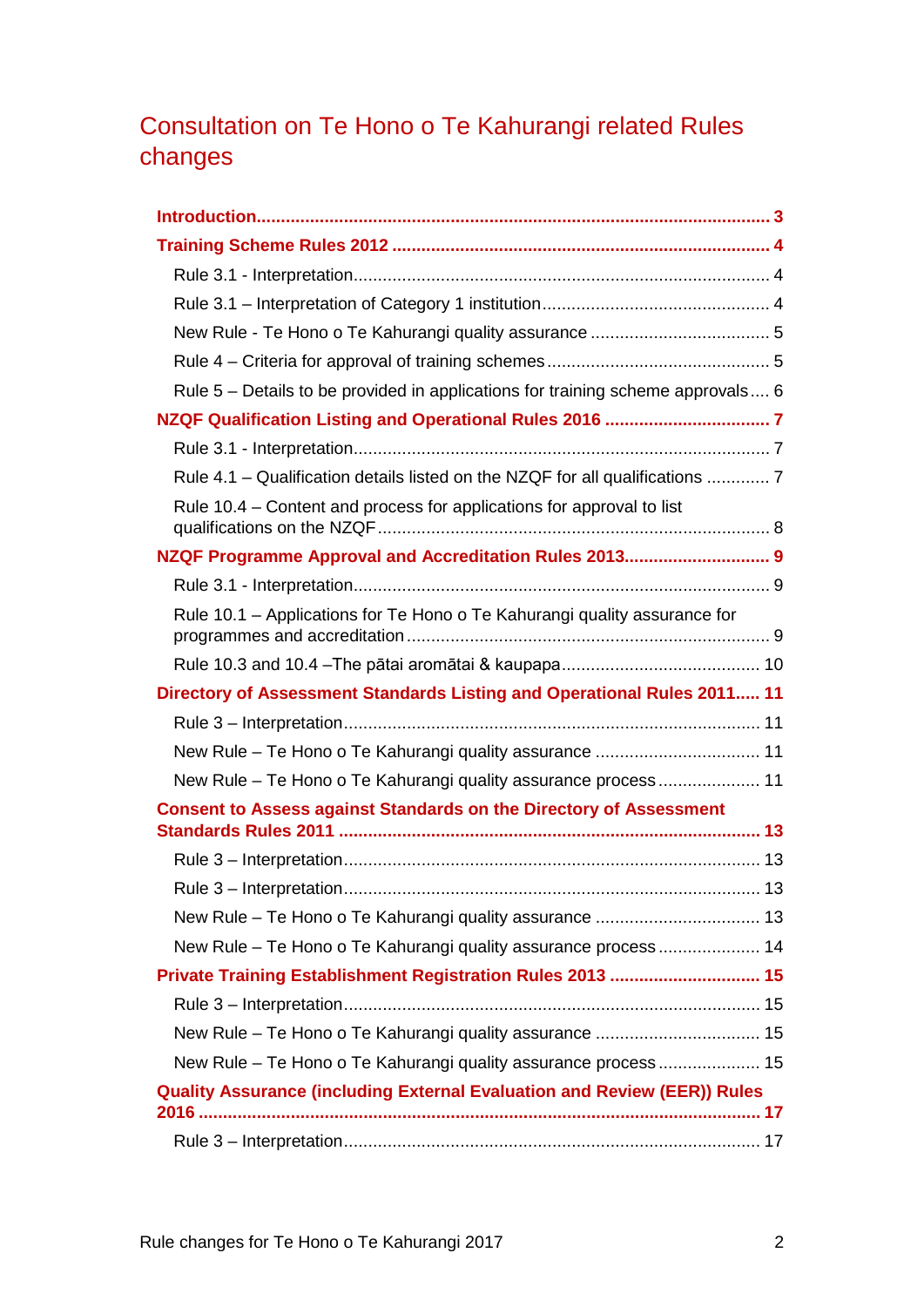# Consultation on Te Hono o Te Kahurangi related Rules changes

**Introduction** .......... 3

**Training Scheme Rules 2012** .......... 4

- Rule 3.1 - Interpretation .......... 4
- Rule 3.1 – Interpretation of Category 1 institution .......... 4
- New Rule - Te Hono o Te Kahurangi quality assurance .......... 5
- Rule 4 – Criteria for approval of training schemes .......... 5
- Rule 5 – Details to be provided in applications for training scheme approvals .......... 6

**NZQF Qualification Listing and Operational Rules 2016** .......... 7

- Rule 3.1 - Interpretation .......... 7
- Rule 4.1 – Qualification details listed on the NZQF for all qualifications .......... 7
- Rule 10.4 – Content and process for applications for approval to list qualifications on the NZQF .......... 8

**NZQF Programme Approval and Accreditation Rules 2013** .......... 9

- Rule 3.1 - Interpretation .......... 9
- Rule 10.1 – Applications for Te Hono o Te Kahurangi quality assurance for programmes and accreditation .......... 9
- Rule 10.3 and 10.4 –The pātai aromātai & kaupapa .......... 10

**Directory of Assessment Standards Listing and Operational Rules 2011** .......... 11

- Rule 3 – Interpretation .......... 11
- New Rule – Te Hono o Te Kahurangi quality assurance .......... 11
- New Rule – Te Hono o Te Kahurangi quality assurance process .......... 11

**Consent to Assess against Standards on the Directory of Assessment Standards Rules 2011** .......... 13

- Rule 3 – Interpretation .......... 13
- Rule 3 – Interpretation .......... 13
- New Rule – Te Hono o Te Kahurangi quality assurance .......... 13
- New Rule – Te Hono o Te Kahurangi quality assurance process .......... 14

**Private Training Establishment Registration Rules 2013** .......... 15

- Rule 3 – Interpretation .......... 15
- New Rule – Te Hono o Te Kahurangi quality assurance .......... 15
- New Rule – Te Hono o Te Kahurangi quality assurance process .......... 15

**Quality Assurance (including External Evaluation and Review (EER)) Rules 2016** .......... 17

- Rule 3 – Interpretation .......... 17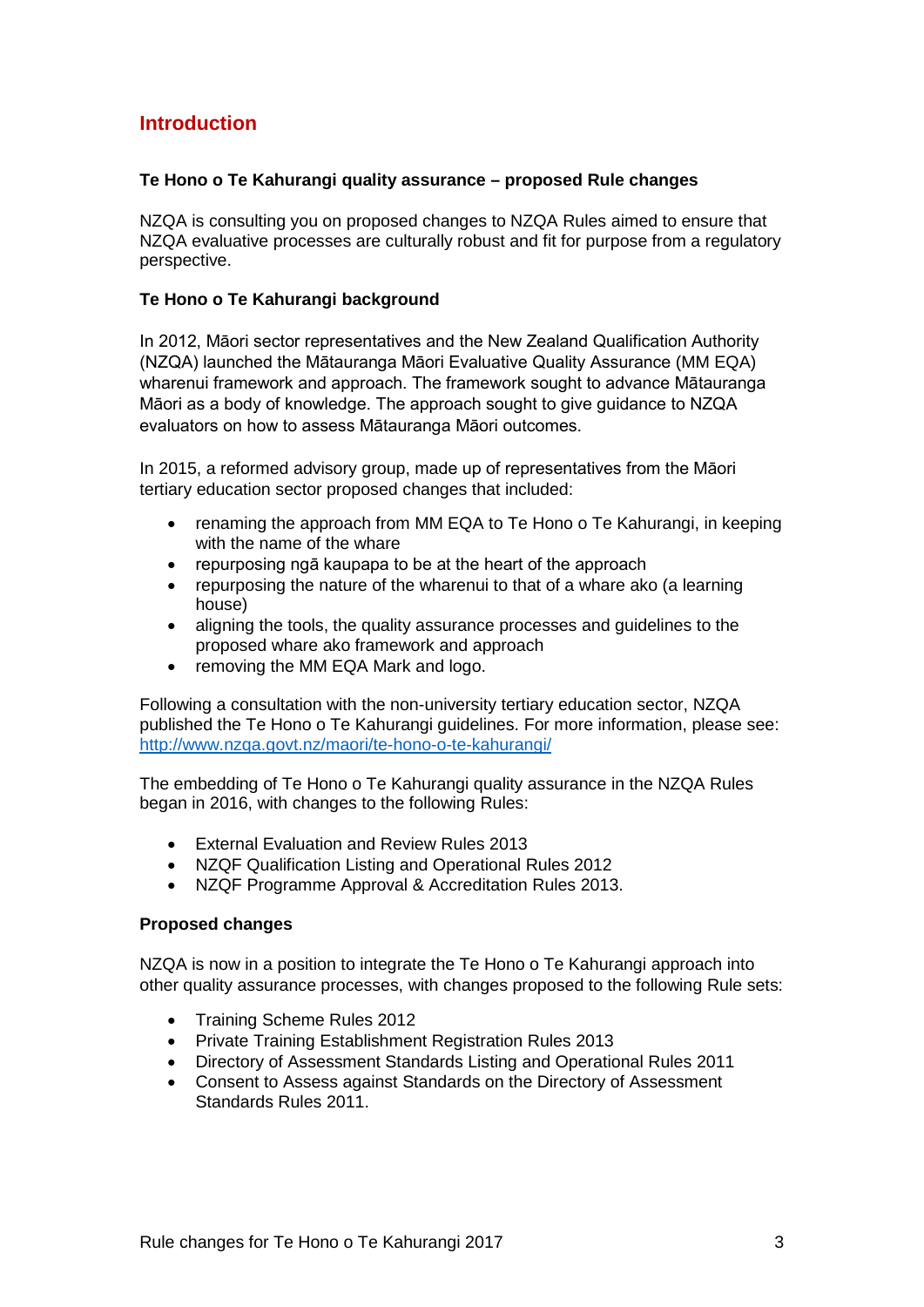## Introduction

**Te Hono o Te Kahurangi quality assurance – proposed Rule changes**

NZQA is consulting you on proposed changes to NZQA Rules aimed to ensure that NZQA evaluative processes are culturally robust and fit for purpose from a regulatory perspective.

**Te Hono o Te Kahurangi background**

In 2012, Māori sector representatives and the New Zealand Qualification Authority (NZQA) launched the Mātauranga Māori Evaluative Quality Assurance (MM EQA) wharenui framework and approach. The framework sought to advance Mātauranga Māori as a body of knowledge. The approach sought to give guidance to NZQA evaluators on how to assess Mātauranga Māori outcomes.

In 2015, a reformed advisory group, made up of representatives from the Māori tertiary education sector proposed changes that included:

- renaming the approach from MM EQA to Te Hono o Te Kahurangi, in keeping with the name of the whare
- repurposing ngā kaupapa to be at the heart of the approach
- repurposing the nature of the wharenui to that of a whare ako (a learning house)
- aligning the tools, the quality assurance processes and guidelines to the proposed whare ako framework and approach
- removing the MM EQA Mark and logo.

Following a consultation with the non-university tertiary education sector, NZQA published the Te Hono o Te Kahurangi guidelines. For more information, please see: [http://www.nzqa.govt.nz/maori/te-hono-o-te-kahurangi/](http://www.nzqa.govt.nz/maori/te-hono-o-te-kahurangi/)

The embedding of Te Hono o Te Kahurangi quality assurance in the NZQA Rules began in 2016, with changes to the following Rules:

- External Evaluation and Review Rules 2013
- NZQF Qualification Listing and Operational Rules 2012
- NZQF Programme Approval & Accreditation Rules 2013.

**Proposed changes**

NZQA is now in a position to integrate the Te Hono o Te Kahurangi approach into other quality assurance processes, with changes proposed to the following Rule sets:

- Training Scheme Rules 2012
- Private Training Establishment Registration Rules 2013
- Directory of Assessment Standards Listing and Operational Rules 2011
- Consent to Assess against Standards on the Directory of Assessment Standards Rules 2011.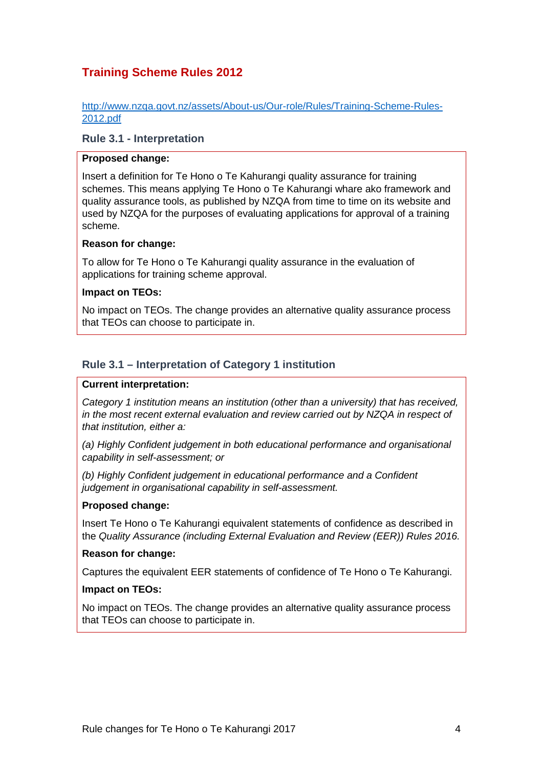## Training Scheme Rules 2012

[http://www.nzqa.govt.nz/assets/About-us/Our-role/Rules/Training-Scheme-Rules-2012.pdf](http://www.nzqa.govt.nz/assets/About-us/Our-role/Rules/Training-Scheme-Rules-2012.pdf)

### Rule 3.1 - Interpretation

**Proposed change:**

Insert a definition for Te Hono o Te Kahurangi quality assurance for training schemes. This means applying Te Hono o Te Kahurangi whare ako framework and quality assurance tools, as published by NZQA from time to time on its website and used by NZQA for the purposes of evaluating applications for approval of a training scheme.

**Reason for change:**

To allow for Te Hono o Te Kahurangi quality assurance in the evaluation of applications for training scheme approval.

**Impact on TEOs:**

No impact on TEOs. The change provides an alternative quality assurance process that TEOs can choose to participate in.

### Rule 3.1 – Interpretation of Category 1 institution

**Current interpretation:**

*Category 1 institution means an institution (other than a university) that has received, in the most recent external evaluation and review carried out by NZQA in respect of that institution, either a:*

*(a) Highly Confident judgement in both educational performance and organisational capability in self-assessment; or*

*(b) Highly Confident judgement in educational performance and a Confident judgement in organisational capability in self-assessment.*

**Proposed change:**

Insert Te Hono o Te Kahurangi equivalent statements of confidence as described in the *Quality Assurance (including External Evaluation and Review (EER)) Rules 2016.*

**Reason for change:**

Captures the equivalent EER statements of confidence of Te Hono o Te Kahurangi.

**Impact on TEOs:**

No impact on TEOs. The change provides an alternative quality assurance process that TEOs can choose to participate in.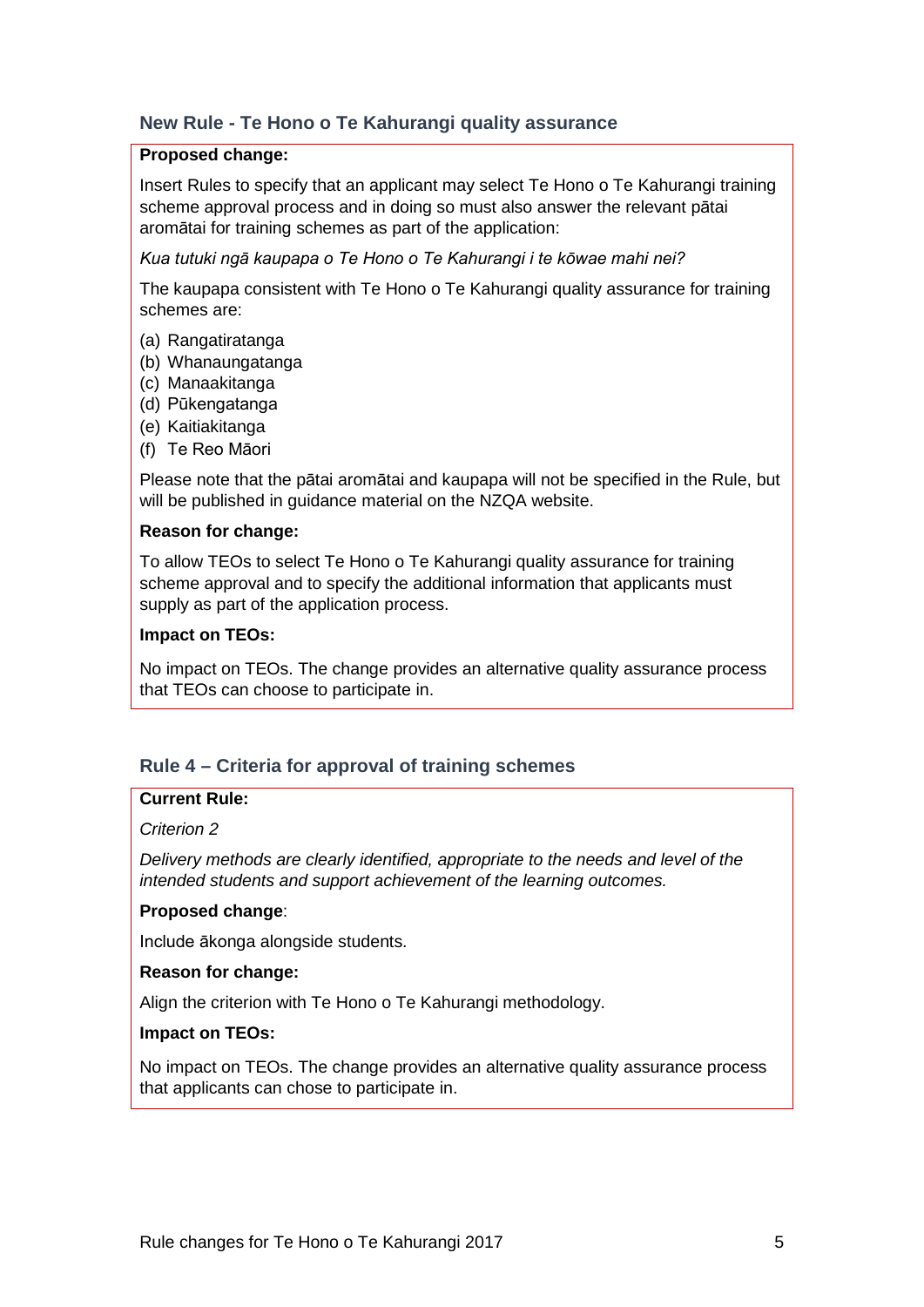### New Rule - Te Hono o Te Kahurangi quality assurance

**Proposed change:**

Insert Rules to specify that an applicant may select Te Hono o Te Kahurangi training scheme approval process and in doing so must also answer the relevant pātai aromātai for training schemes as part of the application:

*Kua tutuki ngā kaupapa o Te Hono o Te Kahurangi i te kōwae mahi nei?*

The kaupapa consistent with Te Hono o Te Kahurangi quality assurance for training schemes are:

(a) Rangatiratanga
(b) Whanaungatanga
(c) Manaakitanga
(d) Pūkengatanga
(e) Kaitiakitanga
(f) Te Reo Māori

Please note that the pātai aromātai and kaupapa will not be specified in the Rule, but will be published in guidance material on the NZQA website.

**Reason for change:**

To allow TEOs to select Te Hono o Te Kahurangi quality assurance for training scheme approval and to specify the additional information that applicants must supply as part of the application process.

**Impact on TEOs:**

No impact on TEOs. The change provides an alternative quality assurance process that TEOs can choose to participate in.

### Rule 4 – Criteria for approval of training schemes

**Current Rule:**

*Criterion 2*

*Delivery methods are clearly identified, appropriate to the needs and level of the intended students and support achievement of the learning outcomes.*

**Proposed change**:

Include ākonga alongside students.

**Reason for change:**

Align the criterion with Te Hono o Te Kahurangi methodology.

**Impact on TEOs:**

No impact on TEOs. The change provides an alternative quality assurance process that applicants can chose to participate in.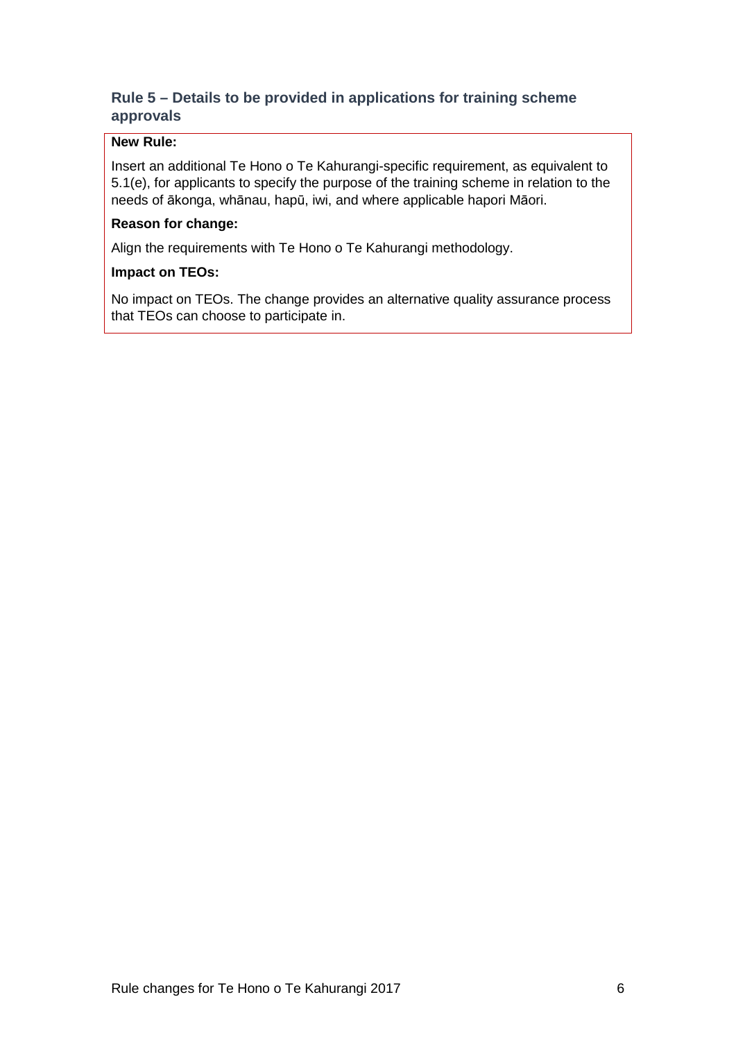### Rule 5 – Details to be provided in applications for training scheme approvals

**New Rule:**

Insert an additional Te Hono o Te Kahurangi-specific requirement, as equivalent to 5.1(e), for applicants to specify the purpose of the training scheme in relation to the needs of ākonga, whānau, hapū, iwi, and where applicable hapori Māori.

**Reason for change:**

Align the requirements with Te Hono o Te Kahurangi methodology.

**Impact on TEOs:**

No impact on TEOs. The change provides an alternative quality assurance process that TEOs can choose to participate in.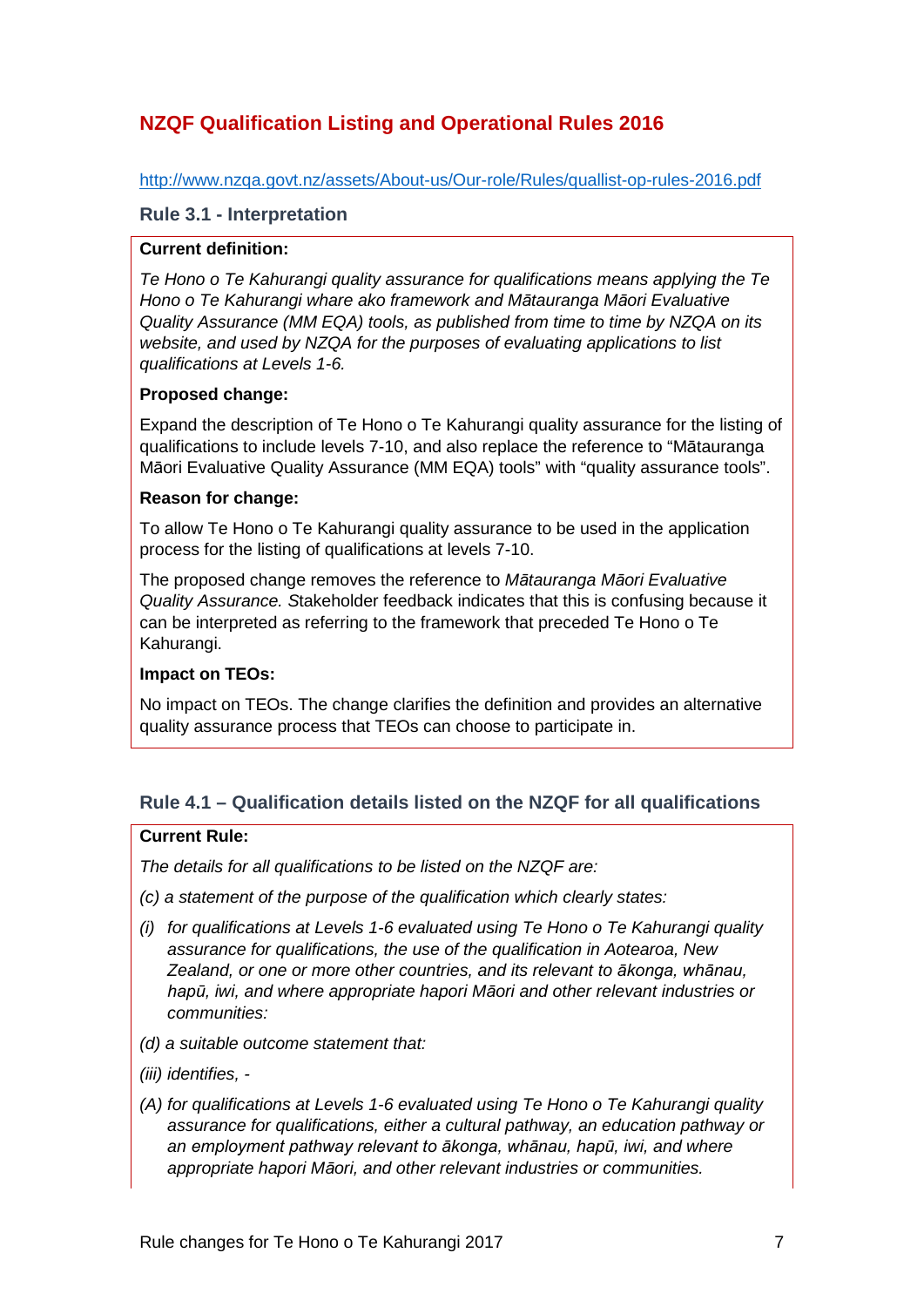## NZQF Qualification Listing and Operational Rules 2016

http://www.nzqa.govt.nz/assets/About-us/Our-role/Rules/quallist-op-rules-2016.pdf

### Rule 3.1 - Interpretation

**Current definition:**

*Te Hono o Te Kahurangi quality assurance for qualifications means applying the Te Hono o Te Kahurangi whare ako framework and Mātauranga Māori Evaluative Quality Assurance (MM EQA) tools, as published from time to time by NZQA on its website, and used by NZQA for the purposes of evaluating applications to list qualifications at Levels 1-6.*

**Proposed change:**

Expand the description of Te Hono o Te Kahurangi quality assurance for the listing of qualifications to include levels 7-10, and also replace the reference to "Mātauranga Māori Evaluative Quality Assurance (MM EQA) tools" with "quality assurance tools".

**Reason for change:**

To allow Te Hono o Te Kahurangi quality assurance to be used in the application process for the listing of qualifications at levels 7-10.

The proposed change removes the reference to *Mātauranga Māori Evaluative Quality Assurance.* Stakeholder feedback indicates that this is confusing because it can be interpreted as referring to the framework that preceded Te Hono o Te Kahurangi.

**Impact on TEOs:**

No impact on TEOs. The change clarifies the definition and provides an alternative quality assurance process that TEOs can choose to participate in.

### Rule 4.1 – Qualification details listed on the NZQF for all qualifications

**Current Rule:**

*The details for all qualifications to be listed on the NZQF are:*

*(c) a statement of the purpose of the qualification which clearly states:*

*(i) for qualifications at Levels 1-6 evaluated using Te Hono o Te Kahurangi quality assurance for qualifications, the use of the qualification in Aotearoa, New Zealand, or one or more other countries, and its relevant to ākonga, whānau, hapū, iwi, and where appropriate hapori Māori and other relevant industries or communities:*

*(d) a suitable outcome statement that:*

*(iii) identifies, -*

*(A) for qualifications at Levels 1-6 evaluated using Te Hono o Te Kahurangi quality assurance for qualifications, either a cultural pathway, an education pathway or an employment pathway relevant to ākonga, whānau, hapū, iwi, and where appropriate hapori Māori, and other relevant industries or communities.*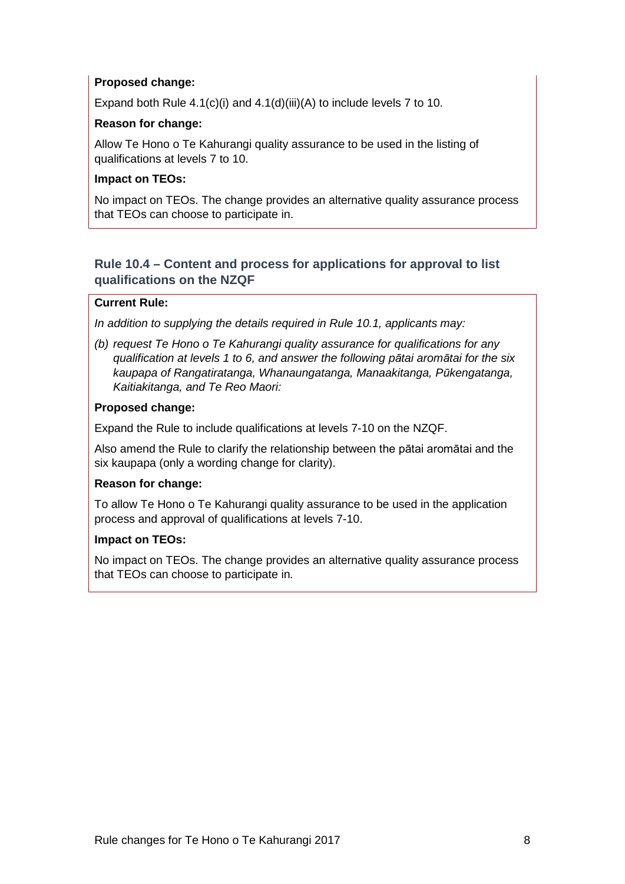**Proposed change:**

Expand both Rule 4.1(c)(i) and 4.1(d)(iii)(A) to include levels 7 to 10.

**Reason for change:**

Allow Te Hono o Te Kahurangi quality assurance to be used in the listing of qualifications at levels 7 to 10.

**Impact on TEOs:**

No impact on TEOs. The change provides an alternative quality assurance process that TEOs can choose to participate in.

### Rule 10.4 – Content and process for applications for approval to list qualifications on the NZQF

**Current Rule:**

*In addition to supplying the details required in Rule 10.1, applicants may:*

*(b) request Te Hono o Te Kahurangi quality assurance for qualifications for any qualification at levels 1 to 6, and answer the following pātai aromātai for the six kaupapa of Rangatiratanga, Whanaungatanga, Manaakitanga, Pūkengatanga, Kaitiakitanga, and Te Reo Maori:*

**Proposed change:**

Expand the Rule to include qualifications at levels 7-10 on the NZQF.

Also amend the Rule to clarify the relationship between the pātai aromātai and the six kaupapa (only a wording change for clarity).

**Reason for change:**

To allow Te Hono o Te Kahurangi quality assurance to be used in the application process and approval of qualifications at levels 7-10.

**Impact on TEOs:**

No impact on TEOs. The change provides an alternative quality assurance process that TEOs can choose to participate in.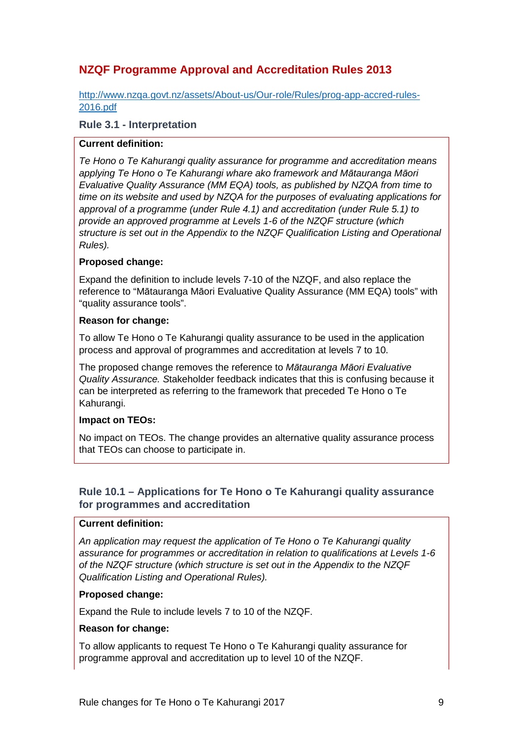## NZQF Programme Approval and Accreditation Rules 2013

http://www.nzqa.govt.nz/assets/About-us/Our-role/Rules/prog-app-accred-rules-2016.pdf

### Rule 3.1 - Interpretation

**Current definition:**

*Te Hono o Te Kahurangi quality assurance for programme and accreditation means applying Te Hono o Te Kahurangi whare ako framework and Mātauranga Māori Evaluative Quality Assurance (MM EQA) tools, as published by NZQA from time to time on its website and used by NZQA for the purposes of evaluating applications for approval of a programme (under Rule 4.1) and accreditation (under Rule 5.1) to provide an approved programme at Levels 1-6 of the NZQF structure (which structure is set out in the Appendix to the NZQF Qualification Listing and Operational Rules).*

**Proposed change:**

Expand the definition to include levels 7-10 of the NZQF, and also replace the reference to "Mātauranga Māori Evaluative Quality Assurance (MM EQA) tools" with "quality assurance tools".

**Reason for change:**

To allow Te Hono o Te Kahurangi quality assurance to be used in the application process and approval of programmes and accreditation at levels 7 to 10.

The proposed change removes the reference to *Mātauranga Māori Evaluative Quality Assurance. S*takeholder feedback indicates that this is confusing because it can be interpreted as referring to the framework that preceded Te Hono o Te Kahurangi.

**Impact on TEOs:**

No impact on TEOs. The change provides an alternative quality assurance process that TEOs can choose to participate in.

### Rule 10.1 – Applications for Te Hono o Te Kahurangi quality assurance for programmes and accreditation

**Current definition:**

*An application may request the application of Te Hono o Te Kahurangi quality assurance for programmes or accreditation in relation to qualifications at Levels 1-6 of the NZQF structure (which structure is set out in the Appendix to the NZQF Qualification Listing and Operational Rules).*

**Proposed change:**

Expand the Rule to include levels 7 to 10 of the NZQF.

**Reason for change:**

To allow applicants to request Te Hono o Te Kahurangi quality assurance for programme approval and accreditation up to level 10 of the NZQF.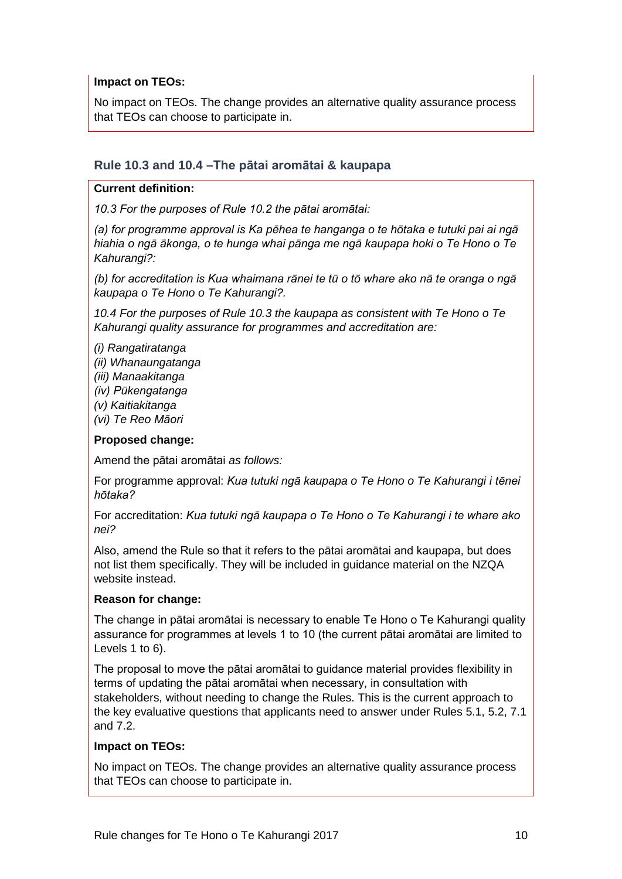**Impact on TEOs:**

No impact on TEOs. The change provides an alternative quality assurance process that TEOs can choose to participate in.

### Rule 10.3 and 10.4 –The pātai aromātai & kaupapa

**Current definition:**

*10.3 For the purposes of Rule 10.2 the pātai aromātai:*

*(a) for programme approval is Ka pēhea te hanganga o te hōtaka e tutuki pai ai ngā hiahia o ngā ākonga, o te hunga whai pānga me ngā kaupapa hoki o Te Hono o Te Kahurangi?:*

*(b) for accreditation is Kua whaimana rānei te tū o tō whare ako nā te oranga o ngā kaupapa o Te Hono o Te Kahurangi?.*

*10.4 For the purposes of Rule 10.3 the kaupapa as consistent with Te Hono o Te Kahurangi quality assurance for programmes and accreditation are:*

*(i) Rangatiratanga*
*(ii) Whanaungatanga*
*(iii) Manaakitanga*
*(iv) Pūkengatanga*
*(v) Kaitiakitanga*
*(vi) Te Reo Māori*

**Proposed change:**

Amend the pātai aromātai *as follows:*

For programme approval: *Kua tutuki ngā kaupapa o Te Hono o Te Kahurangi i tēnei hōtaka?*

For accreditation: *Kua tutuki ngā kaupapa o Te Hono o Te Kahurangi i te whare ako nei?*

Also, amend the Rule so that it refers to the pātai aromātai and kaupapa, but does not list them specifically. They will be included in guidance material on the NZQA website instead.

**Reason for change:**

The change in pātai aromātai is necessary to enable Te Hono o Te Kahurangi quality assurance for programmes at levels 1 to 10 (the current pātai aromātai are limited to Levels 1 to 6).

The proposal to move the pātai aromātai to guidance material provides flexibility in terms of updating the pātai aromātai when necessary, in consultation with stakeholders, without needing to change the Rules. This is the current approach to the key evaluative questions that applicants need to answer under Rules 5.1, 5.2, 7.1 and 7.2.

**Impact on TEOs:**

No impact on TEOs. The change provides an alternative quality assurance process that TEOs can choose to participate in.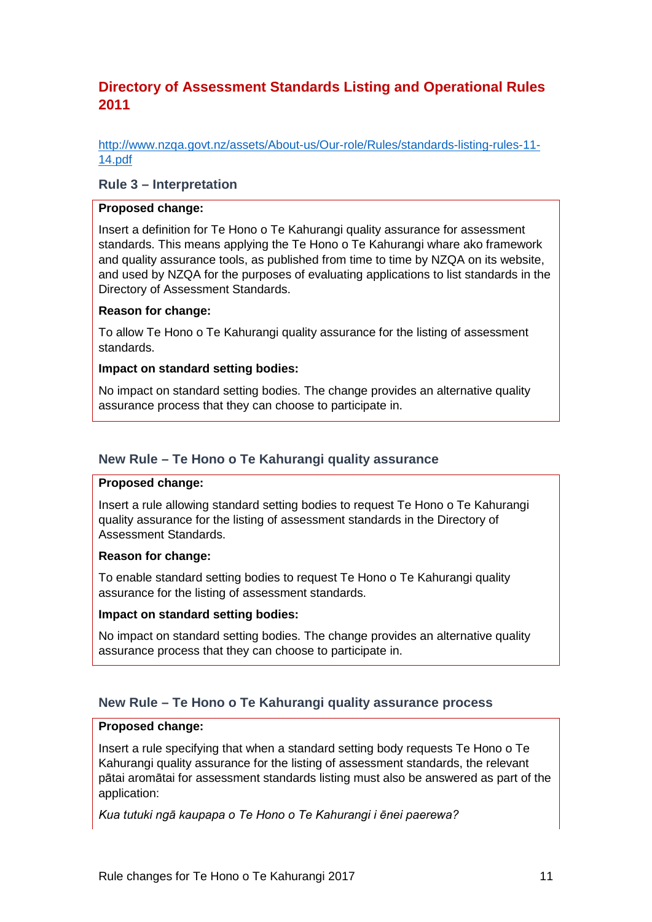## Directory of Assessment Standards Listing and Operational Rules 2011

http://www.nzqa.govt.nz/assets/About-us/Our-role/Rules/standards-listing-rules-11-14.pdf

### Rule 3 – Interpretation

**Proposed change:**

Insert a definition for Te Hono o Te Kahurangi quality assurance for assessment standards. This means applying the Te Hono o Te Kahurangi whare ako framework and quality assurance tools, as published from time to time by NZQA on its website, and used by NZQA for the purposes of evaluating applications to list standards in the Directory of Assessment Standards.

**Reason for change:**

To allow Te Hono o Te Kahurangi quality assurance for the listing of assessment standards.

**Impact on standard setting bodies:**

No impact on standard setting bodies. The change provides an alternative quality assurance process that they can choose to participate in.

### New Rule – Te Hono o Te Kahurangi quality assurance

**Proposed change:**

Insert a rule allowing standard setting bodies to request Te Hono o Te Kahurangi quality assurance for the listing of assessment standards in the Directory of Assessment Standards.

**Reason for change:**

To enable standard setting bodies to request Te Hono o Te Kahurangi quality assurance for the listing of assessment standards.

**Impact on standard setting bodies:**

No impact on standard setting bodies. The change provides an alternative quality assurance process that they can choose to participate in.

### New Rule – Te Hono o Te Kahurangi quality assurance process

**Proposed change:**

Insert a rule specifying that when a standard setting body requests Te Hono o Te Kahurangi quality assurance for the listing of assessment standards, the relevant pātai aromātai for assessment standards listing must also be answered as part of the application:

*Kua tutuki ngā kaupapa o Te Hono o Te Kahurangi i ēnei paerewa?*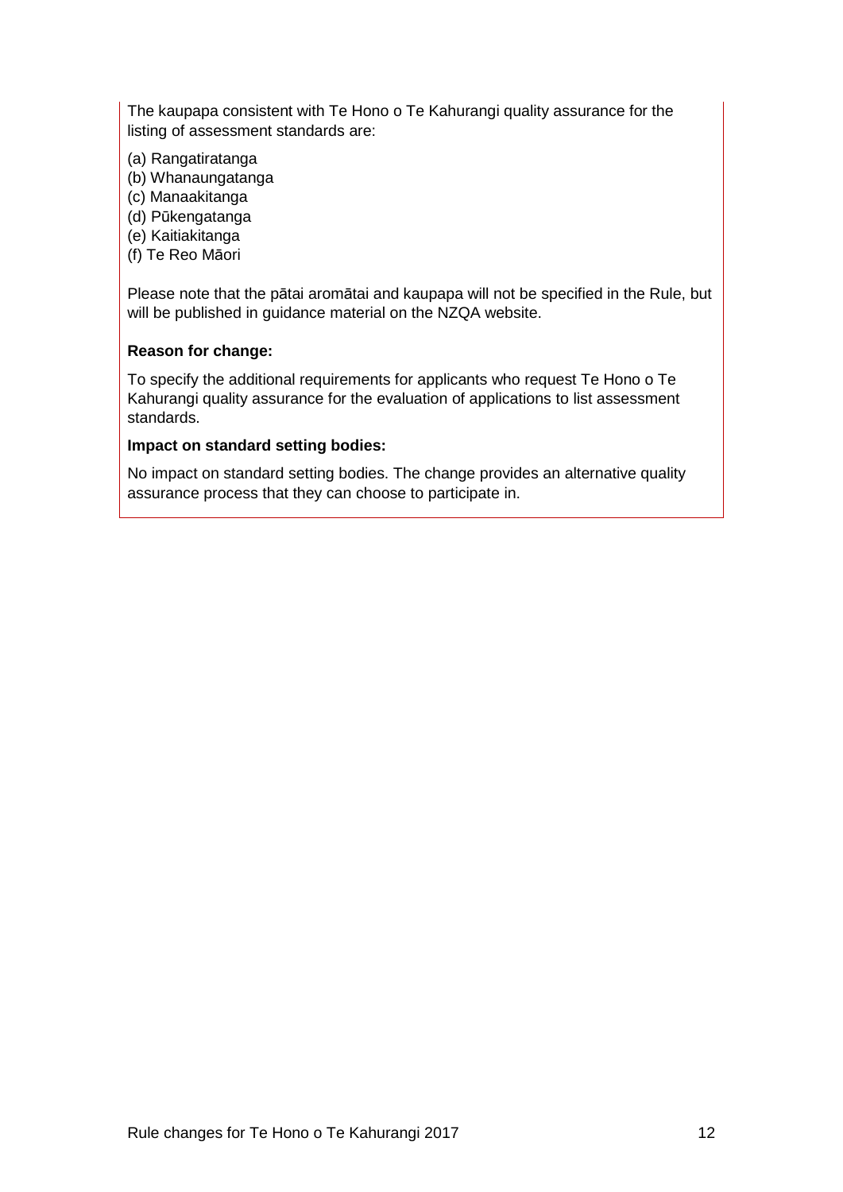The kaupapa consistent with Te Hono o Te Kahurangi quality assurance for the listing of assessment standards are:

(a) Rangatiratanga
(b) Whanaungatanga
(c) Manaakitanga
(d) Pūkengatanga
(e) Kaitiakitanga
(f) Te Reo Māori

Please note that the pātai aromātai and kaupapa will not be specified in the Rule, but will be published in guidance material on the NZQA website.

**Reason for change:**

To specify the additional requirements for applicants who request Te Hono o Te Kahurangi quality assurance for the evaluation of applications to list assessment standards.

**Impact on standard setting bodies:**

No impact on standard setting bodies. The change provides an alternative quality assurance process that they can choose to participate in.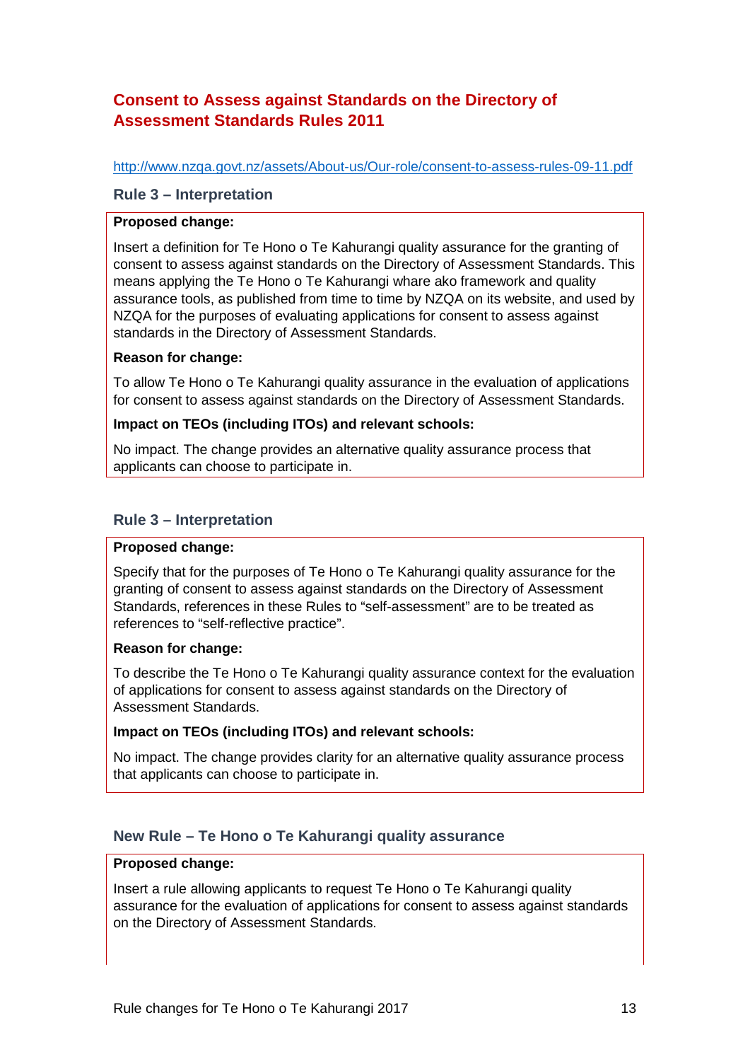## Consent to Assess against Standards on the Directory of Assessment Standards Rules 2011

http://www.nzqa.govt.nz/assets/About-us/Our-role/consent-to-assess-rules-09-11.pdf

### Rule 3 – Interpretation

**Proposed change:**

Insert a definition for Te Hono o Te Kahurangi quality assurance for the granting of consent to assess against standards on the Directory of Assessment Standards. This means applying the Te Hono o Te Kahurangi whare ako framework and quality assurance tools, as published from time to time by NZQA on its website, and used by NZQA for the purposes of evaluating applications for consent to assess against standards in the Directory of Assessment Standards.

**Reason for change:**

To allow Te Hono o Te Kahurangi quality assurance in the evaluation of applications for consent to assess against standards on the Directory of Assessment Standards.

**Impact on TEOs (including ITOs) and relevant schools:**

No impact. The change provides an alternative quality assurance process that applicants can choose to participate in.

### Rule 3 – Interpretation

**Proposed change:**

Specify that for the purposes of Te Hono o Te Kahurangi quality assurance for the granting of consent to assess against standards on the Directory of Assessment Standards, references in these Rules to "self-assessment" are to be treated as references to "self-reflective practice".

**Reason for change:**

To describe the Te Hono o Te Kahurangi quality assurance context for the evaluation of applications for consent to assess against standards on the Directory of Assessment Standards.

**Impact on TEOs (including ITOs) and relevant schools:**

No impact. The change provides clarity for an alternative quality assurance process that applicants can choose to participate in.

### New Rule – Te Hono o Te Kahurangi quality assurance

**Proposed change:**

Insert a rule allowing applicants to request Te Hono o Te Kahurangi quality assurance for the evaluation of applications for consent to assess against standards on the Directory of Assessment Standards.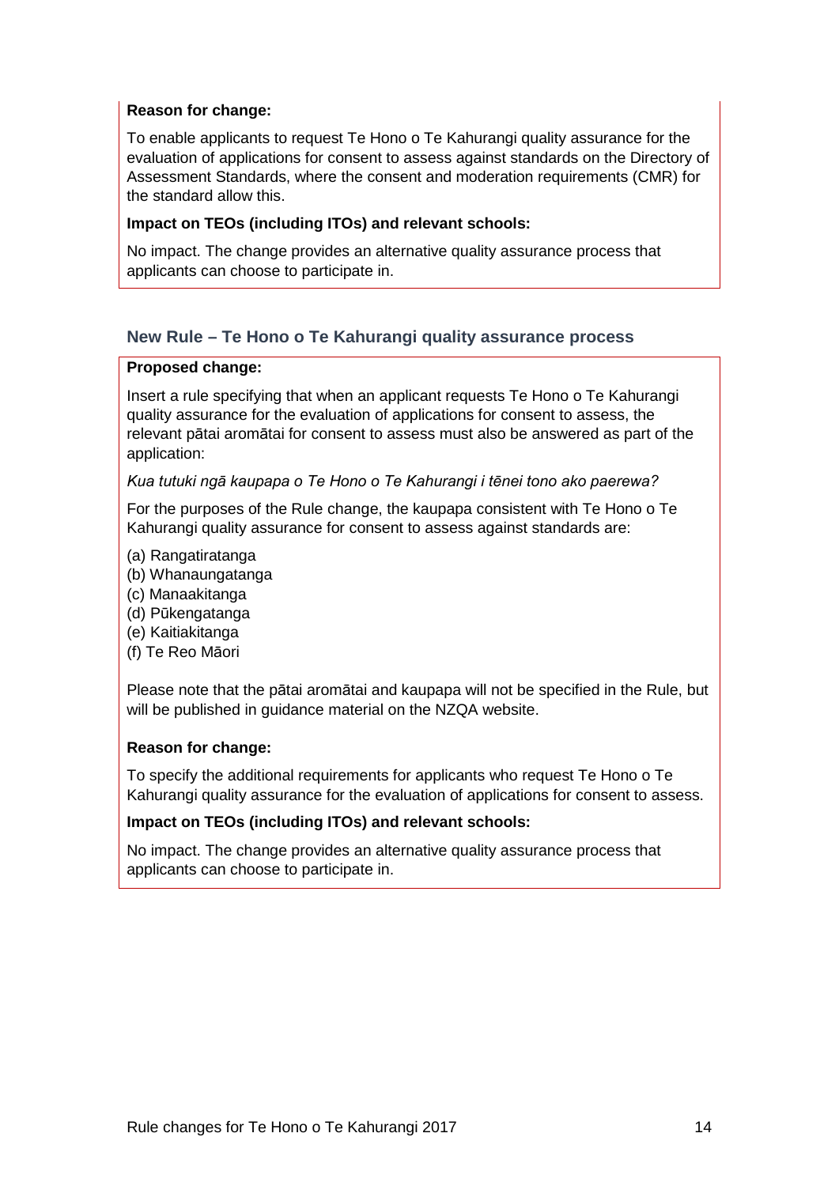**Reason for change:**

To enable applicants to request Te Hono o Te Kahurangi quality assurance for the evaluation of applications for consent to assess against standards on the Directory of Assessment Standards, where the consent and moderation requirements (CMR) for the standard allow this.

**Impact on TEOs (including ITOs) and relevant schools:**

No impact. The change provides an alternative quality assurance process that applicants can choose to participate in.

### New Rule – Te Hono o Te Kahurangi quality assurance process

**Proposed change:**

Insert a rule specifying that when an applicant requests Te Hono o Te Kahurangi quality assurance for the evaluation of applications for consent to assess, the relevant pātai aromātai for consent to assess must also be answered as part of the application:

*Kua tutuki ngā kaupapa o Te Hono o Te Kahurangi i tēnei tono ako paerewa?*

For the purposes of the Rule change, the kaupapa consistent with Te Hono o Te Kahurangi quality assurance for consent to assess against standards are:

(a) Rangatiratanga
(b) Whanaungatanga
(c) Manaakitanga
(d) Pūkengatanga
(e) Kaitiakitanga
(f) Te Reo Māori

Please note that the pātai aromātai and kaupapa will not be specified in the Rule, but will be published in guidance material on the NZQA website.

**Reason for change:**

To specify the additional requirements for applicants who request Te Hono o Te Kahurangi quality assurance for the evaluation of applications for consent to assess.

**Impact on TEOs (including ITOs) and relevant schools:**

No impact. The change provides an alternative quality assurance process that applicants can choose to participate in.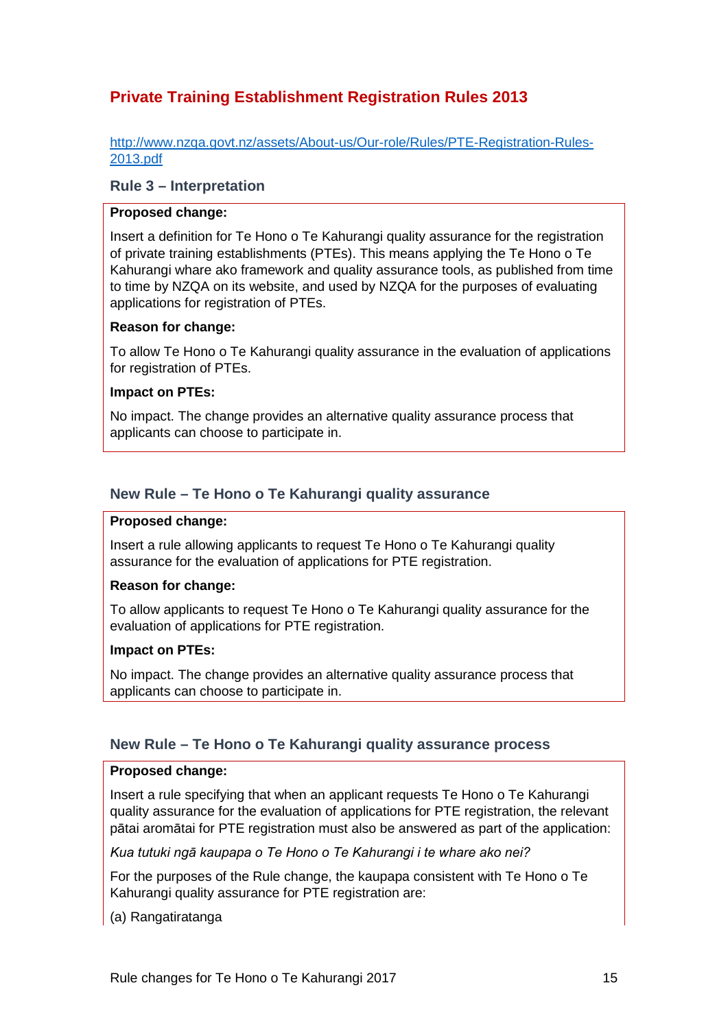## Private Training Establishment Registration Rules 2013

http://www.nzqa.govt.nz/assets/About-us/Our-role/Rules/PTE-Registration-Rules-2013.pdf

### Rule 3 – Interpretation

**Proposed change:**

Insert a definition for Te Hono o Te Kahurangi quality assurance for the registration of private training establishments (PTEs). This means applying the Te Hono o Te Kahurangi whare ako framework and quality assurance tools, as published from time to time by NZQA on its website, and used by NZQA for the purposes of evaluating applications for registration of PTEs.

**Reason for change:**

To allow Te Hono o Te Kahurangi quality assurance in the evaluation of applications for registration of PTEs.

**Impact on PTEs:**

No impact. The change provides an alternative quality assurance process that applicants can choose to participate in.

### New Rule – Te Hono o Te Kahurangi quality assurance

**Proposed change:**

Insert a rule allowing applicants to request Te Hono o Te Kahurangi quality assurance for the evaluation of applications for PTE registration.

**Reason for change:**

To allow applicants to request Te Hono o Te Kahurangi quality assurance for the evaluation of applications for PTE registration.

**Impact on PTEs:**

No impact. The change provides an alternative quality assurance process that applicants can choose to participate in.

### New Rule – Te Hono o Te Kahurangi quality assurance process

**Proposed change:**

Insert a rule specifying that when an applicant requests Te Hono o Te Kahurangi quality assurance for the evaluation of applications for PTE registration, the relevant pātai aromātai for PTE registration must also be answered as part of the application:

*Kua tutuki ngā kaupapa o Te Hono o Te Kahurangi i te whare ako nei?*

For the purposes of the Rule change, the kaupapa consistent with Te Hono o Te Kahurangi quality assurance for PTE registration are:

(a) Rangatiratanga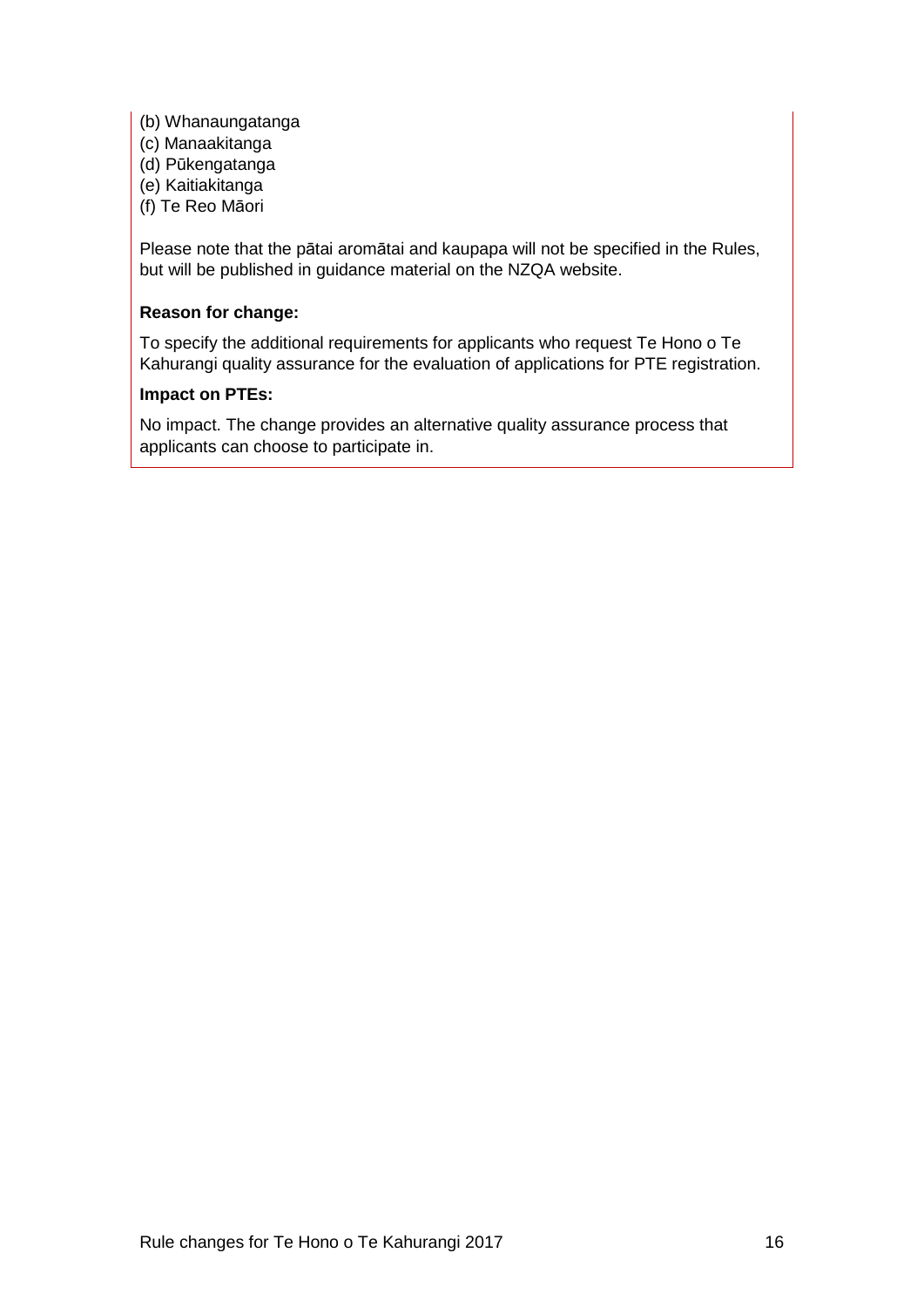(b) Whanaungatanga
(c) Manaakitanga
(d) Pūkengatanga
(e) Kaitiakitanga
(f) Te Reo Māori

Please note that the pātai aromātai and kaupapa will not be specified in the Rules, but will be published in guidance material on the NZQA website.

**Reason for change:**

To specify the additional requirements for applicants who request Te Hono o Te Kahurangi quality assurance for the evaluation of applications for PTE registration.

**Impact on PTEs:**

No impact. The change provides an alternative quality assurance process that applicants can choose to participate in.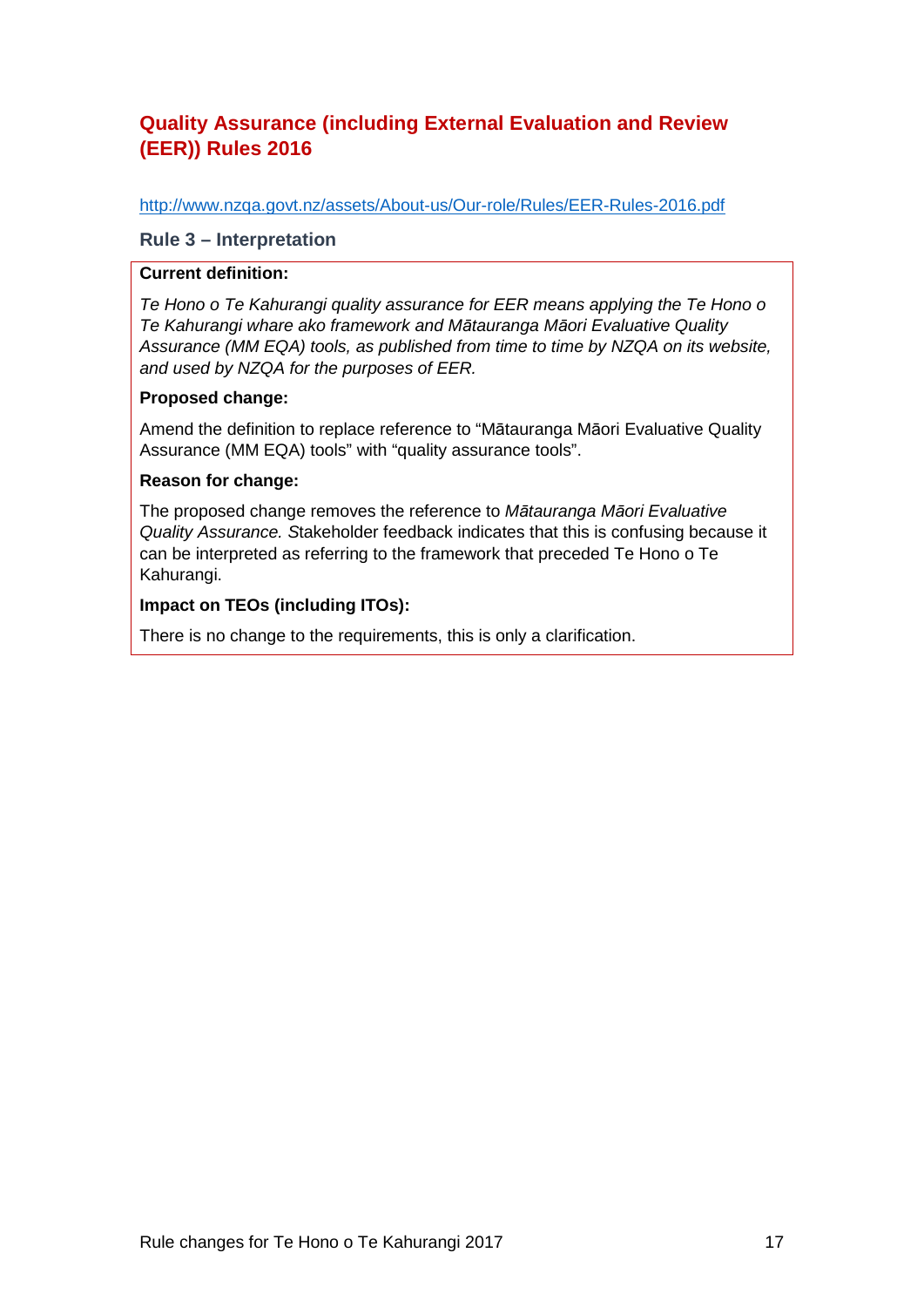## Quality Assurance (including External Evaluation and Review (EER)) Rules 2016

http://www.nzqa.govt.nz/assets/About-us/Our-role/Rules/EER-Rules-2016.pdf

### Rule 3 – Interpretation

**Current definition:**

*Te Hono o Te Kahurangi quality assurance for EER means applying the Te Hono o Te Kahurangi whare ako framework and Mātauranga Māori Evaluative Quality Assurance (MM EQA) tools, as published from time to time by NZQA on its website, and used by NZQA for the purposes of EER.*

**Proposed change:**

Amend the definition to replace reference to "Mātauranga Māori Evaluative Quality Assurance (MM EQA) tools" with "quality assurance tools".

**Reason for change:**

The proposed change removes the reference to *Mātauranga Māori Evaluative Quality Assurance. S*takeholder feedback indicates that this is confusing because it can be interpreted as referring to the framework that preceded Te Hono o Te Kahurangi.

**Impact on TEOs (including ITOs):**

There is no change to the requirements, this is only a clarification.